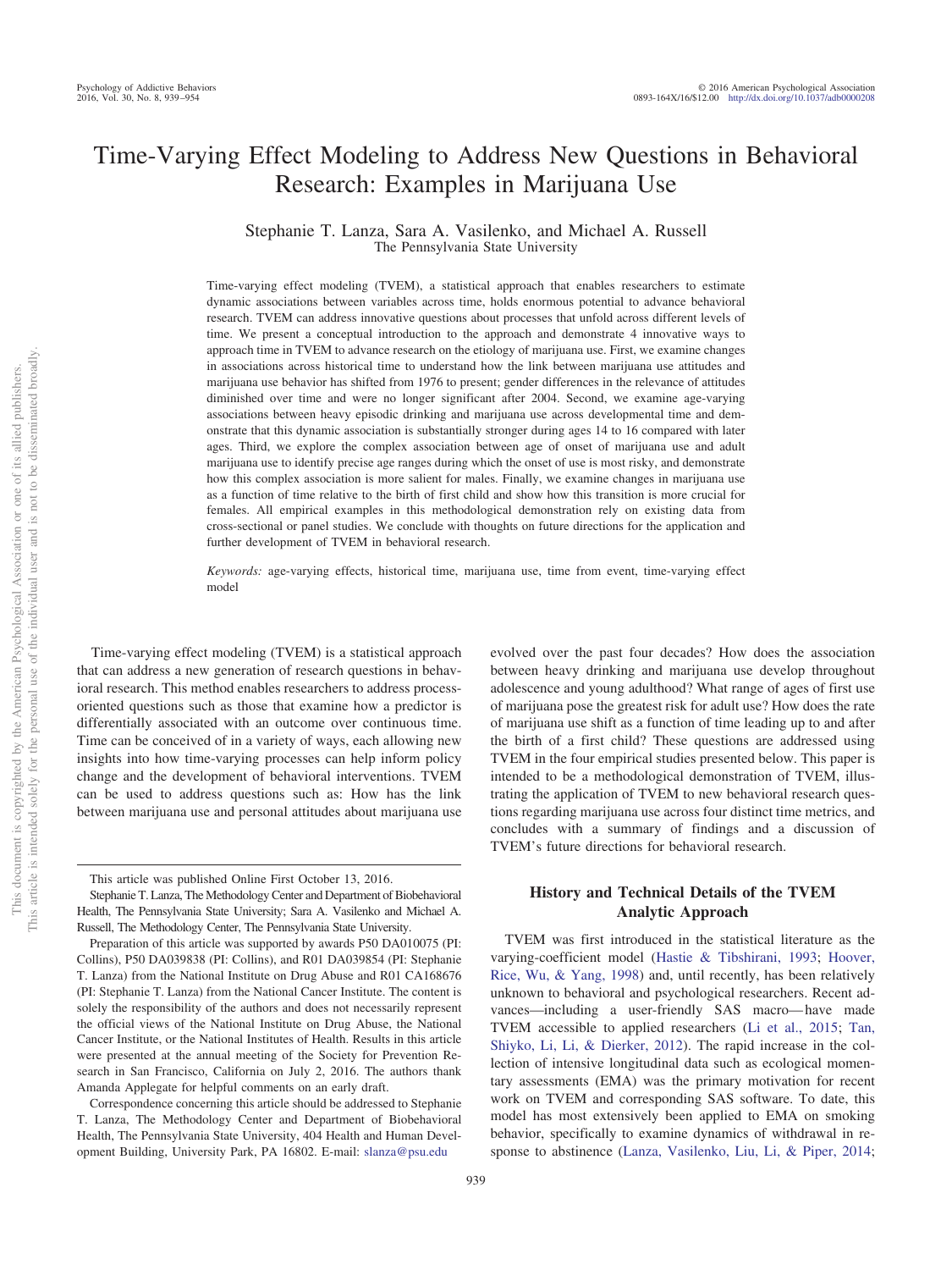# Time-Varying Effect Modeling to Address New Questions in Behavioral Research: Examples in Marijuana Use

Stephanie T. Lanza, Sara A. Vasilenko, and Michael A. Russell
The Pennsylvania State University

Time-varying effect modeling (TVEM), a statistical approach that enables researchers to estimate dynamic associations between variables across time, holds enormous potential to advance behavioral research. TVEM can address innovative questions about processes that unfold across different levels of time. We present a conceptual introduction to the approach and demonstrate 4 innovative ways to approach time in TVEM to advance research on the etiology of marijuana use. First, we examine changes in associations across historical time to understand how the link between marijuana use attitudes and marijuana use behavior has shifted from 1976 to present; gender differences in the relevance of attitudes diminished over time and were no longer significant after 2004. Second, we examine age-varying associations between heavy episodic drinking and marijuana use across developmental time and demonstrate that this dynamic association is substantially stronger during ages 14 to 16 compared with later ages. Third, we explore the complex association between age of onset of marijuana use and adult marijuana use to identify precise age ranges during which the onset of use is most risky, and demonstrate how this complex association is more salient for males. Finally, we examine changes in marijuana use as a function of time relative to the birth of first child and show how this transition is more crucial for females. All empirical examples in this methodological demonstration rely on existing data from cross-sectional or panel studies. We conclude with thoughts on future directions for the application and further development of TVEM in behavioral research.

*Keywords:* age-varying effects, historical time, marijuana use, time from event, time-varying effect model

Time-varying effect modeling (TVEM) is a statistical approach that can address a new generation of research questions in behavioral research. This method enables researchers to address process-oriented questions such as those that examine how a predictor is differentially associated with an outcome over continuous time. Time can be conceived of in a variety of ways, each allowing new insights into how time-varying processes can help inform policy change and the development of behavioral interventions. TVEM can be used to address questions such as: How has the link between marijuana use and personal attitudes about marijuana use evolved over the past four decades? How does the association between heavy drinking and marijuana use develop throughout adolescence and young adulthood? What range of ages of first use of marijuana pose the greatest risk for adult use? How does the rate of marijuana use shift as a function of time leading up to and after the birth of a first child? These questions are addressed using TVEM in the four empirical studies presented below. This paper is intended to be a methodological demonstration of TVEM, illustrating the application of TVEM to new behavioral research questions regarding marijuana use across four distinct time metrics, and concludes with a summary of findings and a discussion of TVEM's future directions for behavioral research.

## History and Technical Details of the TVEM Analytic Approach

TVEM was first introduced in the statistical literature as the varying-coefficient model (Hastie & Tibshirani, 1993; Hoover, Rice, Wu, & Yang, 1998) and, until recently, has been relatively unknown to behavioral and psychological researchers. Recent advances—including a user-friendly SAS macro—have made TVEM accessible to applied researchers (Li et al., 2015; Tan, Shiyko, Li, Li, & Dierker, 2012). The rapid increase in the collection of intensive longitudinal data such as ecological momentary assessments (EMA) was the primary motivation for recent work on TVEM and corresponding SAS software. To date, this model has most extensively been applied to EMA on smoking behavior, specifically to examine dynamics of withdrawal in response to abstinence (Lanza, Vasilenko, Liu, Li, & Piper, 2014;

---

This article was published Online First October 13, 2016.

Stephanie T. Lanza, The Methodology Center and Department of Biobehavioral Health, The Pennsylvania State University; Sara A. Vasilenko and Michael A. Russell, The Methodology Center, The Pennsylvania State University.

Preparation of this article was supported by awards P50 DA010075 (PI: Collins), P50 DA039838 (PI: Collins), and R01 DA039854 (PI: Stephanie T. Lanza) from the National Institute on Drug Abuse and R01 CA168676 (PI: Stephanie T. Lanza) from the National Cancer Institute. The content is solely the responsibility of the authors and does not necessarily represent the official views of the National Institute on Drug Abuse, the National Cancer Institute, or the National Institutes of Health. Results in this article were presented at the annual meeting of the Society for Prevention Research in San Francisco, California on July 2, 2016. The authors thank Amanda Applegate for helpful comments on an early draft.

Correspondence concerning this article should be addressed to Stephanie T. Lanza, The Methodology Center and Department of Biobehavioral Health, The Pennsylvania State University, 404 Health and Human Development Building, University Park, PA 16802. E-mail: slanza@psu.edu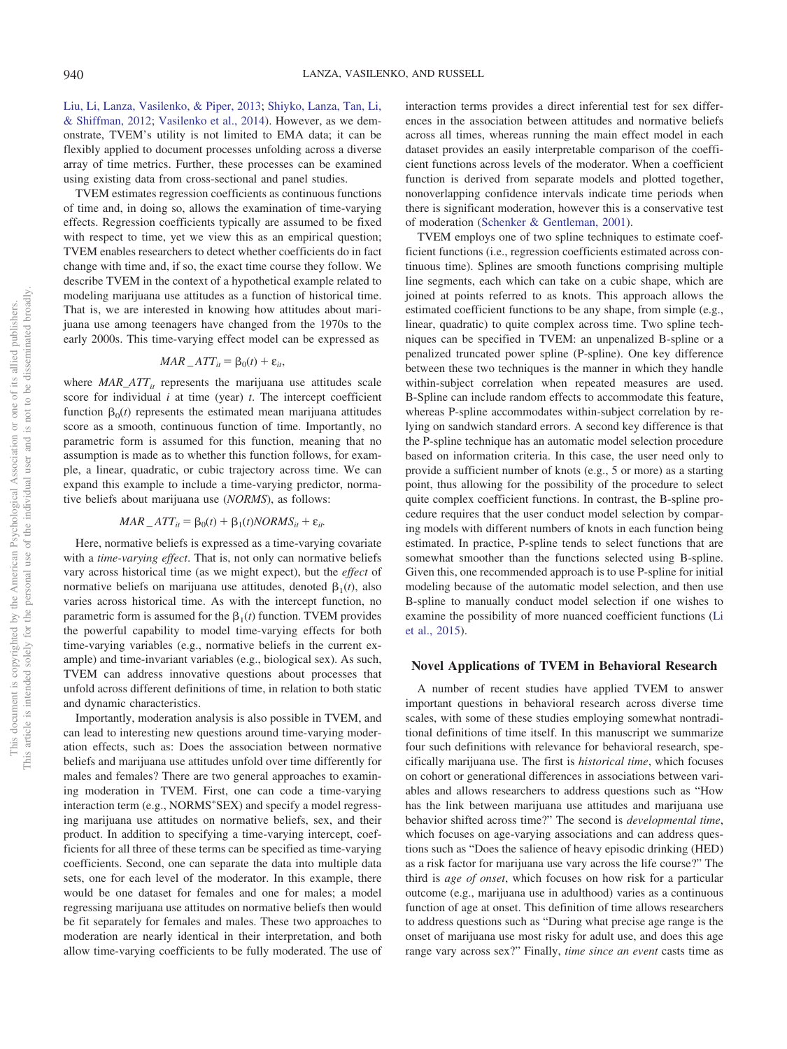Liu, Li, Lanza, Vasilenko, & Piper, 2013; Shiyko, Lanza, Tan, Li, & Shiffman, 2012; Vasilenko et al., 2014). However, as we demonstrate, TVEM's utility is not limited to EMA data; it can be flexibly applied to document processes unfolding across a diverse array of time metrics. Further, these processes can be examined using existing data from cross-sectional and panel studies.

TVEM estimates regression coefficients as continuous functions of time and, in doing so, allows the examination of time-varying effects. Regression coefficients typically are assumed to be fixed with respect to time, yet we view this as an empirical question; TVEM enables researchers to detect whether coefficients do in fact change with time and, if so, the exact time course they follow. We describe TVEM in the context of a hypothetical example related to modeling marijuana use attitudes as a function of historical time. That is, we are interested in knowing how attitudes about marijuana use among teenagers have changed from the 1970s to the early 2000s. This time-varying effect model can be expressed as

$$MAR\_ATT_{it} = \beta_0(t) + \varepsilon_{it},$$

where $MAR\_ATT_{it}$ represents the marijuana use attitudes scale score for individual $i$ at time (year) $t$. The intercept coefficient function $\beta_0(t)$ represents the estimated mean marijuana attitudes score as a smooth, continuous function of time. Importantly, no parametric form is assumed for this function, meaning that no assumption is made as to whether this function follows, for example, a linear, quadratic, or cubic trajectory across time. We can expand this example to include a time-varying predictor, normative beliefs about marijuana use (*NORMS*), as follows:

$$MAR\_ATT_{it} = \beta_0(t) + \beta_1(t)NORMS_{it} + \varepsilon_{it}.$$

Here, normative beliefs is expressed as a time-varying covariate with a *time-varying effect*. That is, not only can normative beliefs vary across historical time (as we might expect), but the *effect* of normative beliefs on marijuana use attitudes, denoted $\beta_1(t)$, also varies across historical time. As with the intercept function, no parametric form is assumed for the $\beta_1(t)$ function. TVEM provides the powerful capability to model time-varying effects for both time-varying variables (e.g., normative beliefs in the current example) and time-invariant variables (e.g., biological sex). As such, TVEM can address innovative questions about processes that unfold across different definitions of time, in relation to both static and dynamic characteristics.

Importantly, moderation analysis is also possible in TVEM, and can lead to interesting new questions around time-varying moderation effects, such as: Does the association between normative beliefs and marijuana use attitudes unfold over time differently for males and females? There are two general approaches to examining moderation in TVEM. First, one can code a time-varying interaction term (e.g., NORMS*SEX) and specify a model regressing marijuana use attitudes on normative beliefs, sex, and their product. In addition to specifying a time-varying intercept, coefficients for all three of these terms can be specified as time-varying coefficients. Second, one can separate the data into multiple data sets, one for each level of the moderator. In this example, there would be one dataset for females and one for males; a model regressing marijuana use attitudes on normative beliefs then would be fit separately for females and males. These two approaches to moderation are nearly identical in their interpretation, and both allow time-varying coefficients to be fully moderated. The use of interaction terms provides a direct inferential test for sex differences in the association between attitudes and normative beliefs across all times, whereas running the main effect model in each dataset provides an easily interpretable comparison of the coefficient functions across levels of the moderator. When a coefficient function is derived from separate models and plotted together, nonoverlapping confidence intervals indicate time periods when there is significant moderation, however this is a conservative test of moderation (Schenker & Gentleman, 2001).

TVEM employs one of two spline techniques to estimate coefficient functions (i.e., regression coefficients estimated across continuous time). Splines are smooth functions comprising multiple line segments, each which can take on a cubic shape, which are joined at points referred to as knots. This approach allows the estimated coefficient functions to be any shape, from simple (e.g., linear, quadratic) to quite complex across time. Two spline techniques can be specified in TVEM: an unpenalized B-spline or a penalized truncated power spline (P-spline). One key difference between these two techniques is the manner in which they handle within-subject correlation when repeated measures are used. B-Spline can include random effects to accommodate this feature, whereas P-spline accommodates within-subject correlation by relying on sandwich standard errors. A second key difference is that the P-spline technique has an automatic model selection procedure based on information criteria. In this case, the user need only to provide a sufficient number of knots (e.g., 5 or more) as a starting point, thus allowing for the possibility of the procedure to select quite complex coefficient functions. In contrast, the B-spline procedure requires that the user conduct model selection by comparing models with different numbers of knots in each function being estimated. In practice, P-spline tends to select functions that are somewhat smoother than the functions selected using B-spline. Given this, one recommended approach is to use P-spline for initial modeling because of the automatic model selection, and then use B-spline to manually conduct model selection if one wishes to examine the possibility of more nuanced coefficient functions (Li et al., 2015).

## Novel Applications of TVEM in Behavioral Research

A number of recent studies have applied TVEM to answer important questions in behavioral research across diverse time scales, with some of these studies employing somewhat nontraditional definitions of time itself. In this manuscript we summarize four such definitions with relevance for behavioral research, specifically marijuana use. The first is *historical time*, which focuses on cohort or generational differences in associations between variables and allows researchers to address questions such as "How has the link between marijuana use attitudes and marijuana use behavior shifted across time?" The second is *developmental time*, which focuses on age-varying associations and can address questions such as "Does the salience of heavy episodic drinking (HED) as a risk factor for marijuana use vary across the life course?" The third is *age of onset*, which focuses on how risk for a particular outcome (e.g., marijuana use in adulthood) varies as a continuous function of age at onset. This definition of time allows researchers to address questions such as "During what precise age range is the onset of marijuana use most risky for adult use, and does this age range vary across sex?" Finally, *time since an event* casts time as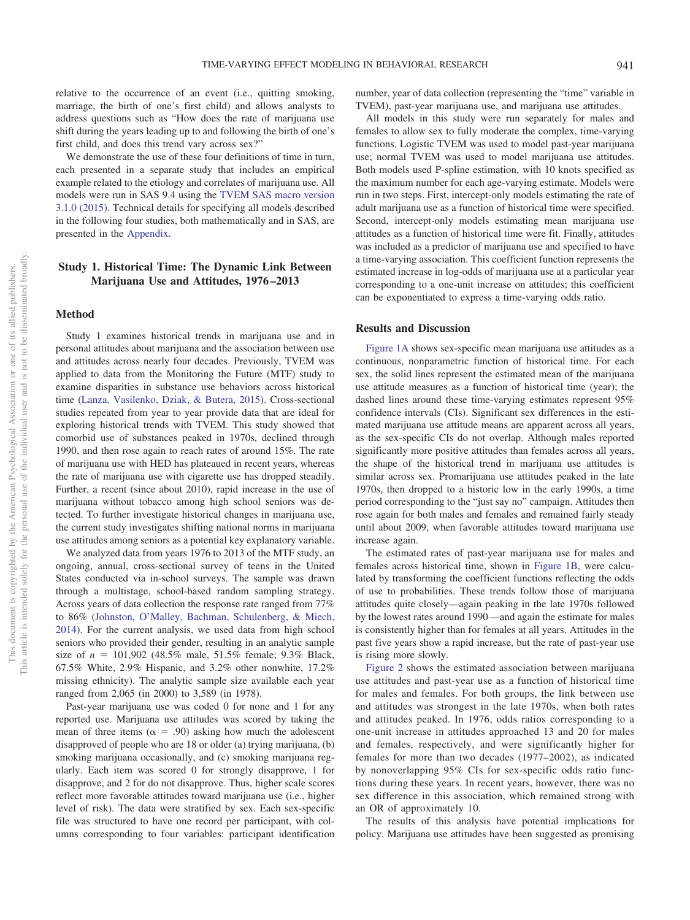relative to the occurrence of an event (i.e., quitting smoking, marriage, the birth of one's first child) and allows analysts to address questions such as "How does the rate of marijuana use shift during the years leading up to and following the birth of one's first child, and does this trend vary across sex?"

We demonstrate the use of these four definitions of time in turn, each presented in a separate study that includes an empirical example related to the etiology and correlates of marijuana use. All models were run in SAS 9.4 using the TVEM SAS macro version 3.1.0 (2015). Technical details for specifying all models described in the following four studies, both mathematically and in SAS, are presented in the Appendix.

## Study 1. Historical Time: The Dynamic Link Between Marijuana Use and Attitudes, 1976–2013

### Method

Study 1 examines historical trends in marijuana use and in personal attitudes about marijuana and the association between use and attitudes across nearly four decades. Previously, TVEM was applied to data from the Monitoring the Future (MTF) study to examine disparities in substance use behaviors across historical time (Lanza, Vasilenko, Dziak, & Butera, 2015). Cross-sectional studies repeated from year to year provide data that are ideal for exploring historical trends with TVEM. This study showed that comorbid use of substances peaked in 1970s, declined through 1990, and then rose again to reach rates of around 15%. The rate of marijuana use with HED has plateaued in recent years, whereas the rate of marijuana use with cigarette use has dropped steadily. Further, a recent (since about 2010), rapid increase in the use of marijuana without tobacco among high school seniors was detected. To further investigate historical changes in marijuana use, the current study investigates shifting national norms in marijuana use attitudes among seniors as a potential key explanatory variable.

We analyzed data from years 1976 to 2013 of the MTF study, an ongoing, annual, cross-sectional survey of teens in the United States conducted via in-school surveys. The sample was drawn through a multistage, school-based random sampling strategy. Across years of data collection the response rate ranged from 77% to 86% (Johnston, O'Malley, Bachman, Schulenberg, & Miech, 2014). For the current analysis, we used data from high school seniors who provided their gender, resulting in an analytic sample size of $n = 101{,}902$ (48.5% male, 51.5% female; 9.3% Black, 67.5% White, 2.9% Hispanic, and 3.2% other nonwhite, 17.2% missing ethnicity). The analytic sample size available each year ranged from 2,065 (in 2000) to 3,589 (in 1978).

Past-year marijuana use was coded 0 for none and 1 for any reported use. Marijuana use attitudes was scored by taking the mean of three items ($\alpha = .90$) asking how much the adolescent disapproved of people who are 18 or older (a) trying marijuana, (b) smoking marijuana occasionally, and (c) smoking marijuana regularly. Each item was scored 0 for strongly disapprove, 1 for disapprove, and 2 for do not disapprove. Thus, higher scale scores reflect more favorable attitudes toward marijuana use (i.e., higher level of risk). The data were stratified by sex. Each sex-specific file was structured to have one record per participant, with columns corresponding to four variables: participant identification number, year of data collection (representing the "time" variable in TVEM), past-year marijuana use, and marijuana use attitudes.

All models in this study were run separately for males and females to allow sex to fully moderate the complex, time-varying functions. Logistic TVEM was used to model past-year marijuana use; normal TVEM was used to model marijuana use attitudes. Both models used P-spline estimation, with 10 knots specified as the maximum number for each age-varying estimate. Models were run in two steps. First, intercept-only models estimating the rate of adult marijuana use as a function of historical time were specified. Second, intercept-only models estimating mean marijuana use attitudes as a function of historical time were fit. Finally, attitudes was included as a predictor of marijuana use and specified to have a time-varying association. This coefficient function represents the estimated increase in log-odds of marijuana use at a particular year corresponding to a one-unit increase on attitudes; this coefficient can be exponentiated to express a time-varying odds ratio.

### Results and Discussion

Figure 1A shows sex-specific mean marijuana use attitudes as a continuous, nonparametric function of historical time. For each sex, the solid lines represent the estimated mean of the marijuana use attitude measures as a function of historical time (year); the dashed lines around these time-varying estimates represent 95% confidence intervals (CIs). Significant sex differences in the estimated marijuana use attitude means are apparent across all years, as the sex-specific CIs do not overlap. Although males reported significantly more positive attitudes than females across all years, the shape of the historical trend in marijuana use attitudes is similar across sex. Promarijuana use attitudes peaked in the late 1970s, then dropped to a historic low in the early 1990s, a time period corresponding to the "just say no" campaign. Attitudes then rose again for both males and females and remained fairly steady until about 2009, when favorable attitudes toward marijuana use increase again.

The estimated rates of past-year marijuana use for males and females across historical time, shown in Figure 1B, were calculated by transforming the coefficient functions reflecting the odds of use to probabilities. These trends follow those of marijuana attitudes quite closely—again peaking in the late 1970s followed by the lowest rates around 1990—and again the estimate for males is consistently higher than for females at all years. Attitudes in the past five years show a rapid increase, but the rate of past-year use is rising more slowly.

Figure 2 shows the estimated association between marijuana use attitudes and past-year use as a function of historical time for males and females. For both groups, the link between use and attitudes was strongest in the late 1970s, when both rates and attitudes peaked. In 1976, odds ratios corresponding to a one-unit increase in attitudes approached 13 and 20 for males and females, respectively, and were significantly higher for females for more than two decades (1977–2002), as indicated by nonoverlapping 95% CIs for sex-specific odds ratio functions during these years. In recent years, however, there was no sex difference in this association, which remained strong with an OR of approximately 10.

The results of this analysis have potential implications for policy. Marijuana use attitudes have been suggested as promising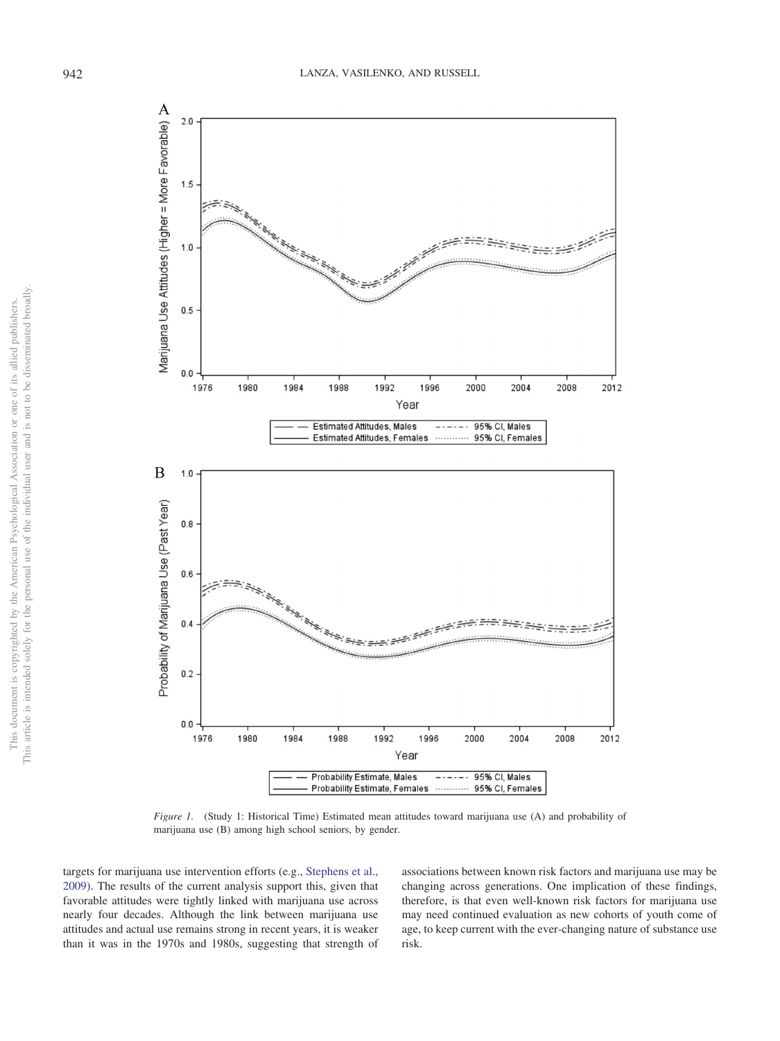*Figure 1.* (Study 1: Historical Time) Estimated mean attitudes toward marijuana use (A) and probability of marijuana use (B) among high school seniors, by gender.

targets for marijuana use intervention efforts (e.g., Stephens et al., 2009). The results of the current analysis support this, given that favorable attitudes were tightly linked with marijuana use across nearly four decades. Although the link between marijuana use attitudes and actual use remains strong in recent years, it is weaker than it was in the 1970s and 1980s, suggesting that strength of associations between known risk factors and marijuana use may be changing across generations. One implication of these findings, therefore, is that even well-known risk factors for marijuana use may need continued evaluation as new cohorts of youth come of age, to keep current with the ever-changing nature of substance use risk.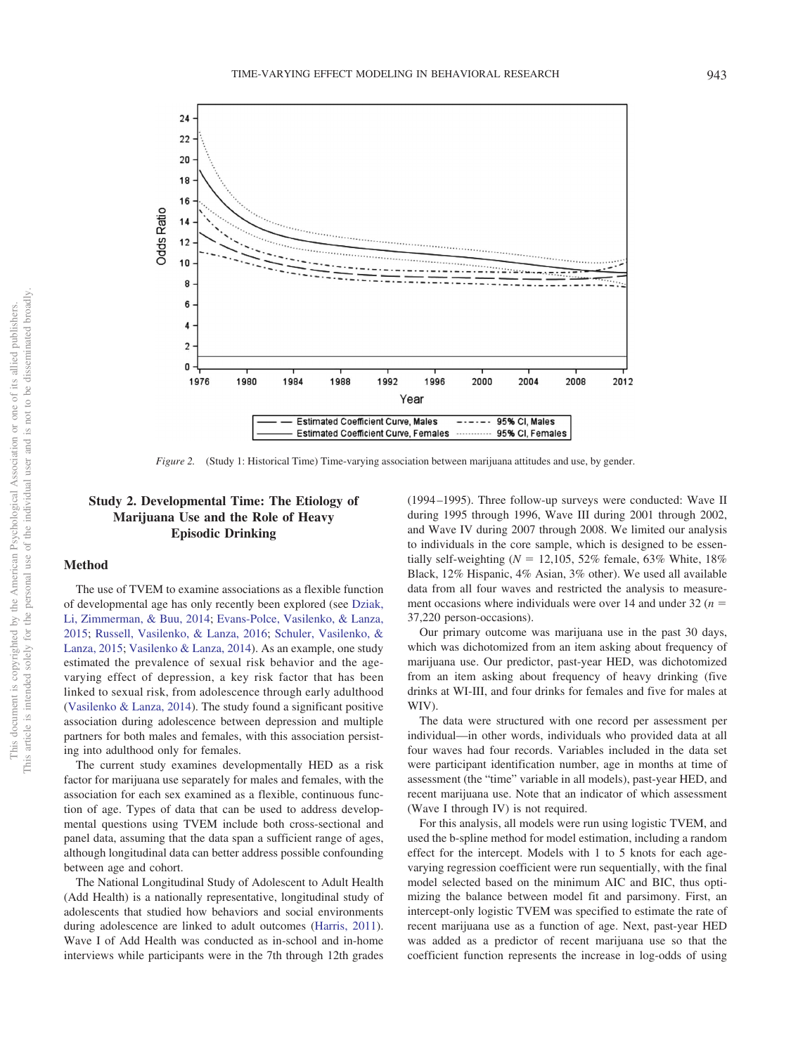*Figure 2.* (Study 1: Historical Time) Time-varying association between marijuana attitudes and use, by gender.

## Study 2. Developmental Time: The Etiology of Marijuana Use and the Role of Heavy Episodic Drinking

### Method

The use of TVEM to examine associations as a flexible function of developmental age has only recently been explored (see Dziak, Li, Zimmerman, & Buu, 2014; Evans-Polce, Vasilenko, & Lanza, 2015; Russell, Vasilenko, & Lanza, 2016; Schuler, Vasilenko, & Lanza, 2015; Vasilenko & Lanza, 2014). As an example, one study estimated the prevalence of sexual risk behavior and the age-varying effect of depression, a key risk factor that has been linked to sexual risk, from adolescence through early adulthood (Vasilenko & Lanza, 2014). The study found a significant positive association during adolescence between depression and multiple partners for both males and females, with this association persisting into adulthood only for females.

The current study examines developmentally HED as a risk factor for marijuana use separately for males and females, with the association for each sex examined as a flexible, continuous function of age. Types of data that can be used to address developmental questions using TVEM include both cross-sectional and panel data, assuming that the data span a sufficient range of ages, although longitudinal data can better address possible confounding between age and cohort.

The National Longitudinal Study of Adolescent to Adult Health (Add Health) is a nationally representative, longitudinal study of adolescents that studied how behaviors and social environments during adolescence are linked to adult outcomes (Harris, 2011). Wave I of Add Health was conducted as in-school and in-home interviews while participants were in the 7th through 12th grades (1994–1995). Three follow-up surveys were conducted: Wave II during 1995 through 1996, Wave III during 2001 through 2002, and Wave IV during 2007 through 2008. We limited our analysis to individuals in the core sample, which is designed to be essentially self-weighting ($N$ = 12,105, 52% female, 63% White, 18% Black, 12% Hispanic, 4% Asian, 3% other). We used all available data from all four waves and restricted the analysis to measurement occasions where individuals were over 14 and under 32 ($n$ = 37,220 person-occasions).

Our primary outcome was marijuana use in the past 30 days, which was dichotomized from an item asking about frequency of marijuana use. Our predictor, past-year HED, was dichotomized from an item asking about frequency of heavy drinking (five drinks at WI-III, and four drinks for females and five for males at WIV).

The data were structured with one record per assessment per individual—in other words, individuals who provided data at all four waves had four records. Variables included in the data set were participant identification number, age in months at time of assessment (the "time" variable in all models), past-year HED, and recent marijuana use. Note that an indicator of which assessment (Wave I through IV) is not required.

For this analysis, all models were run using logistic TVEM, and used the b-spline method for model estimation, including a random effect for the intercept. Models with 1 to 5 knots for each age-varying regression coefficient were run sequentially, with the final model selected based on the minimum AIC and BIC, thus optimizing the balance between model fit and parsimony. First, an intercept-only logistic TVEM was specified to estimate the rate of recent marijuana use as a function of age. Next, past-year HED was added as a predictor of recent marijuana use so that the coefficient function represents the increase in log-odds of using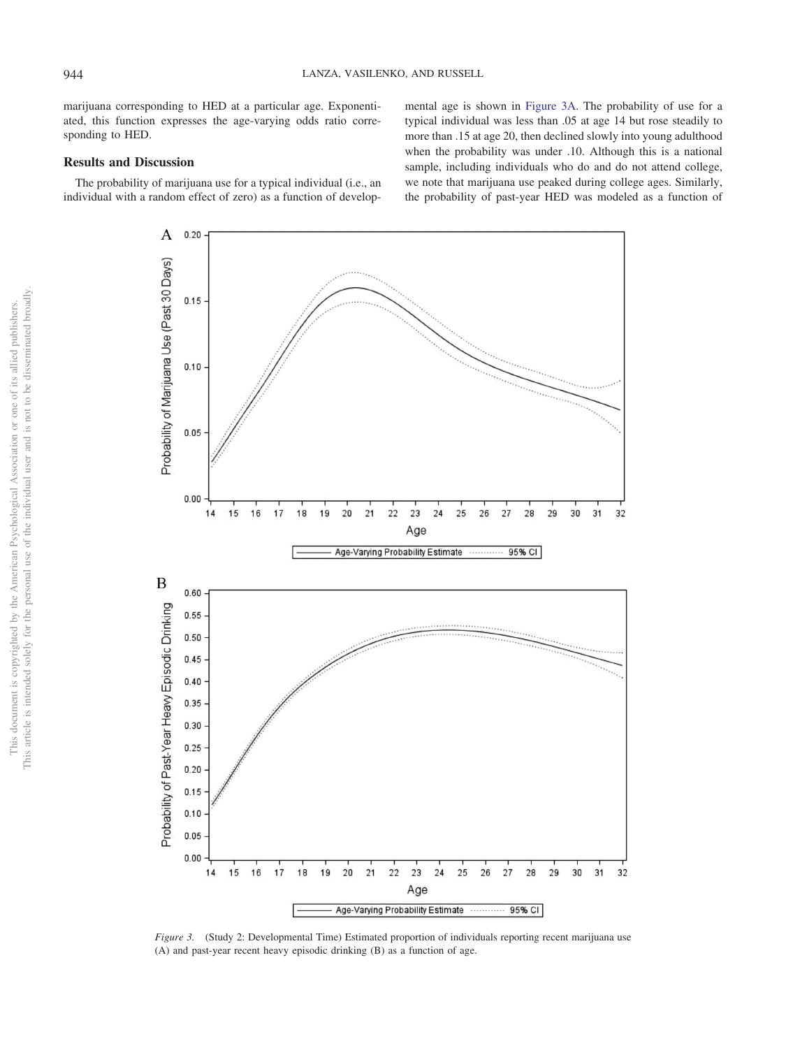marijuana corresponding to HED at a particular age. Exponentiated, this function expresses the age-varying odds ratio corresponding to HED.

## Results and Discussion

The probability of marijuana use for a typical individual (i.e., an individual with a random effect of zero) as a function of developmental age is shown in Figure 3A. The probability of use for a typical individual was less than .05 at age 14 but rose steadily to more than .15 at age 20, then declined slowly into young adulthood when the probability was under .10. Although this is a national sample, including individuals who do and do not attend college, we note that marijuana use peaked during college ages. Similarly, the probability of past-year HED was modeled as a function of

*Figure 3.* (Study 2: Developmental Time) Estimated proportion of individuals reporting recent marijuana use (A) and past-year recent heavy episodic drinking (B) as a function of age.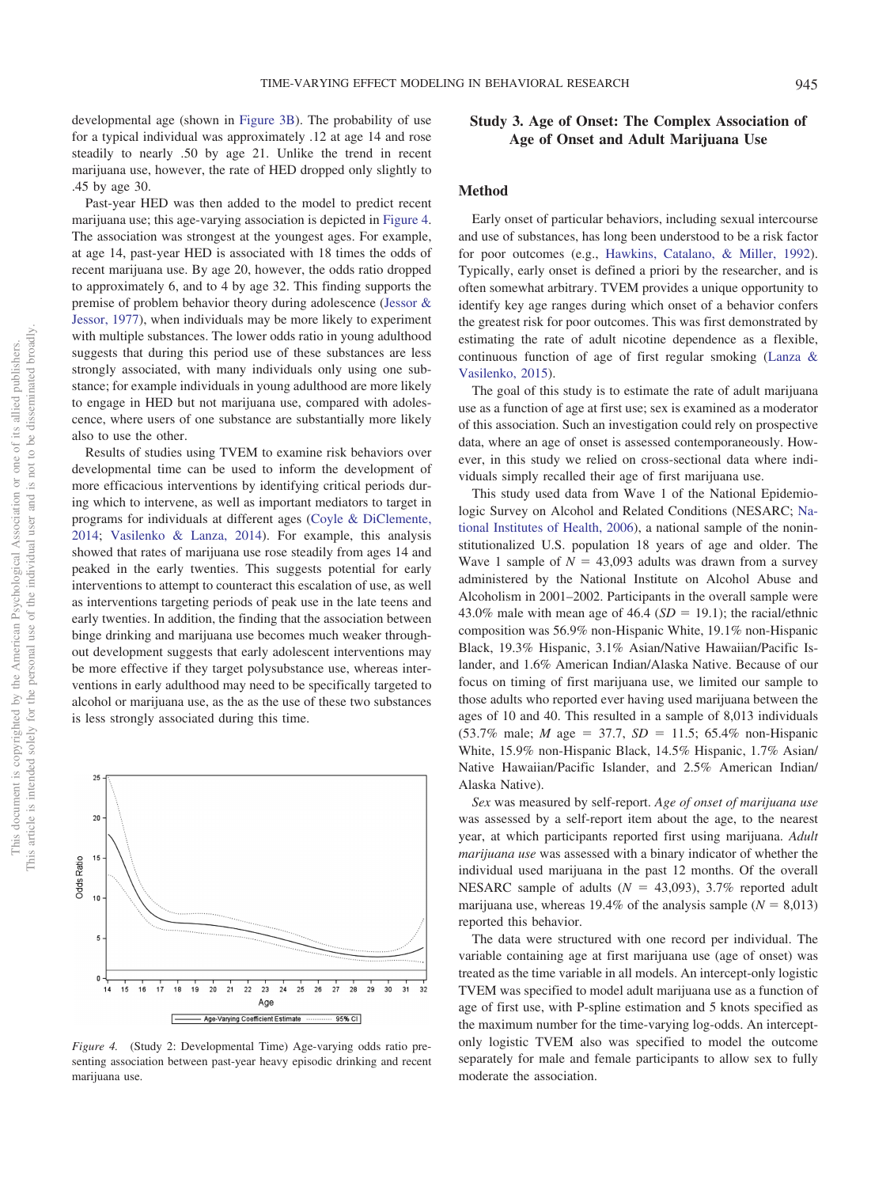developmental age (shown in Figure 3B). The probability of use for a typical individual was approximately .12 at age 14 and rose steadily to nearly .50 by age 21. Unlike the trend in recent marijuana use, however, the rate of HED dropped only slightly to .45 by age 30.

Past-year HED was then added to the model to predict recent marijuana use; this age-varying association is depicted in Figure 4. The association was strongest at the youngest ages. For example, at age 14, past-year HED is associated with 18 times the odds of recent marijuana use. By age 20, however, the odds ratio dropped to approximately 6, and to 4 by age 32. This finding supports the premise of problem behavior theory during adolescence (Jessor & Jessor, 1977), when individuals may be more likely to experiment with multiple substances. The lower odds ratio in young adulthood suggests that during this period use of these substances are less strongly associated, with many individuals only using one substance; for example individuals in young adulthood are more likely to engage in HED but not marijuana use, compared with adolescence, where users of one substance are substantially more likely also to use the other.

Results of studies using TVEM to examine risk behaviors over developmental time can be used to inform the development of more efficacious interventions by identifying critical periods during which to intervene, as well as important mediators to target in programs for individuals at different ages (Coyle & DiClemente, 2014; Vasilenko & Lanza, 2014). For example, this analysis showed that rates of marijuana use rose steadily from ages 14 and peaked in the early twenties. This suggests potential for early interventions to attempt to counteract this escalation of use, as well as interventions targeting periods of peak use in the late teens and early twenties. In addition, the finding that the association between binge drinking and marijuana use becomes much weaker throughout development suggests that early adolescent interventions may be more effective if they target polysubstance use, whereas interventions in early adulthood may need to be specifically targeted to alcohol or marijuana use, as the as the use of these two substances is less strongly associated during this time.

*Figure 4.* (Study 2: Developmental Time) Age-varying odds ratio presenting association between past-year heavy episodic drinking and recent marijuana use.

## Study 3. Age of Onset: The Complex Association of Age of Onset and Adult Marijuana Use

### Method

Early onset of particular behaviors, including sexual intercourse and use of substances, has long been understood to be a risk factor for poor outcomes (e.g., Hawkins, Catalano, & Miller, 1992). Typically, early onset is defined a priori by the researcher, and is often somewhat arbitrary. TVEM provides a unique opportunity to identify key age ranges during which onset of a behavior confers the greatest risk for poor outcomes. This was first demonstrated by estimating the rate of adult nicotine dependence as a flexible, continuous function of age of first regular smoking (Lanza & Vasilenko, 2015).

The goal of this study is to estimate the rate of adult marijuana use as a function of age at first use; sex is examined as a moderator of this association. Such an investigation could rely on prospective data, where an age of onset is assessed contemporaneously. However, in this study we relied on cross-sectional data where individuals simply recalled their age of first marijuana use.

This study used data from Wave 1 of the National Epidemiologic Survey on Alcohol and Related Conditions (NESARC; National Institutes of Health, 2006), a national sample of the noninstitutionalized U.S. population 18 years of age and older. The Wave 1 sample of $N$ = 43,093 adults was drawn from a survey administered by the National Institute on Alcohol Abuse and Alcoholism in 2001–2002. Participants in the overall sample were 43.0% male with mean age of 46.4 ($SD$ = 19.1); the racial/ethnic composition was 56.9% non-Hispanic White, 19.1% non-Hispanic Black, 19.3% Hispanic, 3.1% Asian/Native Hawaiian/Pacific Islander, and 1.6% American Indian/Alaska Native. Because of our focus on timing of first marijuana use, we limited our sample to those adults who reported ever having used marijuana between the ages of 10 and 40. This resulted in a sample of 8,013 individuals (53.7% male; $M$ age = 37.7, $SD$ = 11.5; 65.4% non-Hispanic White, 15.9% non-Hispanic Black, 14.5% Hispanic, 1.7% Asian/Native Hawaiian/Pacific Islander, and 2.5% American Indian/Alaska Native).

*Sex* was measured by self-report. *Age of onset of marijuana use* was assessed by a self-report item about the age, to the nearest year, at which participants reported first using marijuana. *Adult marijuana use* was assessed with a binary indicator of whether the individual used marijuana in the past 12 months. Of the overall NESARC sample of adults ($N$ = 43,093), 3.7% reported adult marijuana use, whereas 19.4% of the analysis sample ($N$ = 8,013) reported this behavior.

The data were structured with one record per individual. The variable containing age at first marijuana use (age of onset) was treated as the time variable in all models. An intercept-only logistic TVEM was specified to model adult marijuana use as a function of age of first use, with P-spline estimation and 5 knots specified as the maximum number for the time-varying log-odds. An intercept-only logistic TVEM also was specified to model the outcome separately for male and female participants to allow sex to fully moderate the association.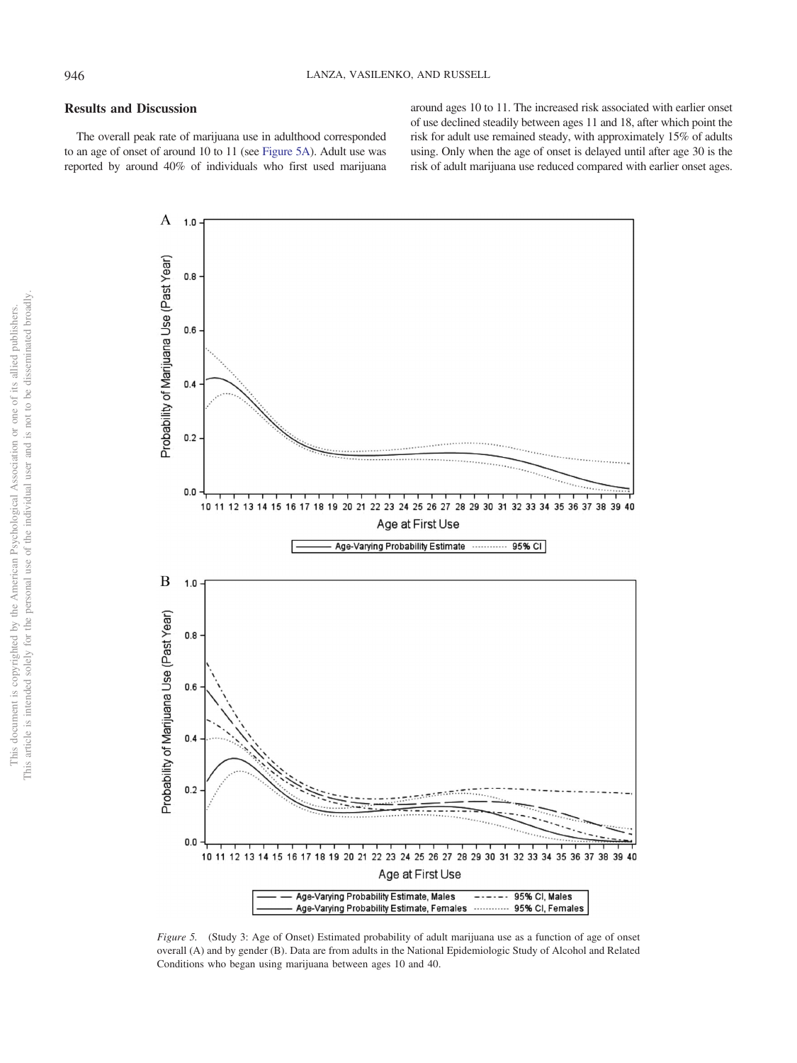## Results and Discussion

The overall peak rate of marijuana use in adulthood corresponded to an age of onset of around 10 to 11 (see Figure 5A). Adult use was reported by around 40% of individuals who first used marijuana around ages 10 to 11. The increased risk associated with earlier onset of use declined steadily between ages 11 and 18, after which point the risk for adult use remained steady, with approximately 15% of adults using. Only when the age of onset is delayed until after age 30 is the risk of adult marijuana use reduced compared with earlier onset ages.

*Figure 5.* (Study 3: Age of Onset) Estimated probability of adult marijuana use as a function of age of onset overall (A) and by gender (B). Data are from adults in the National Epidemiologic Study of Alcohol and Related Conditions who began using marijuana between ages 10 and 40.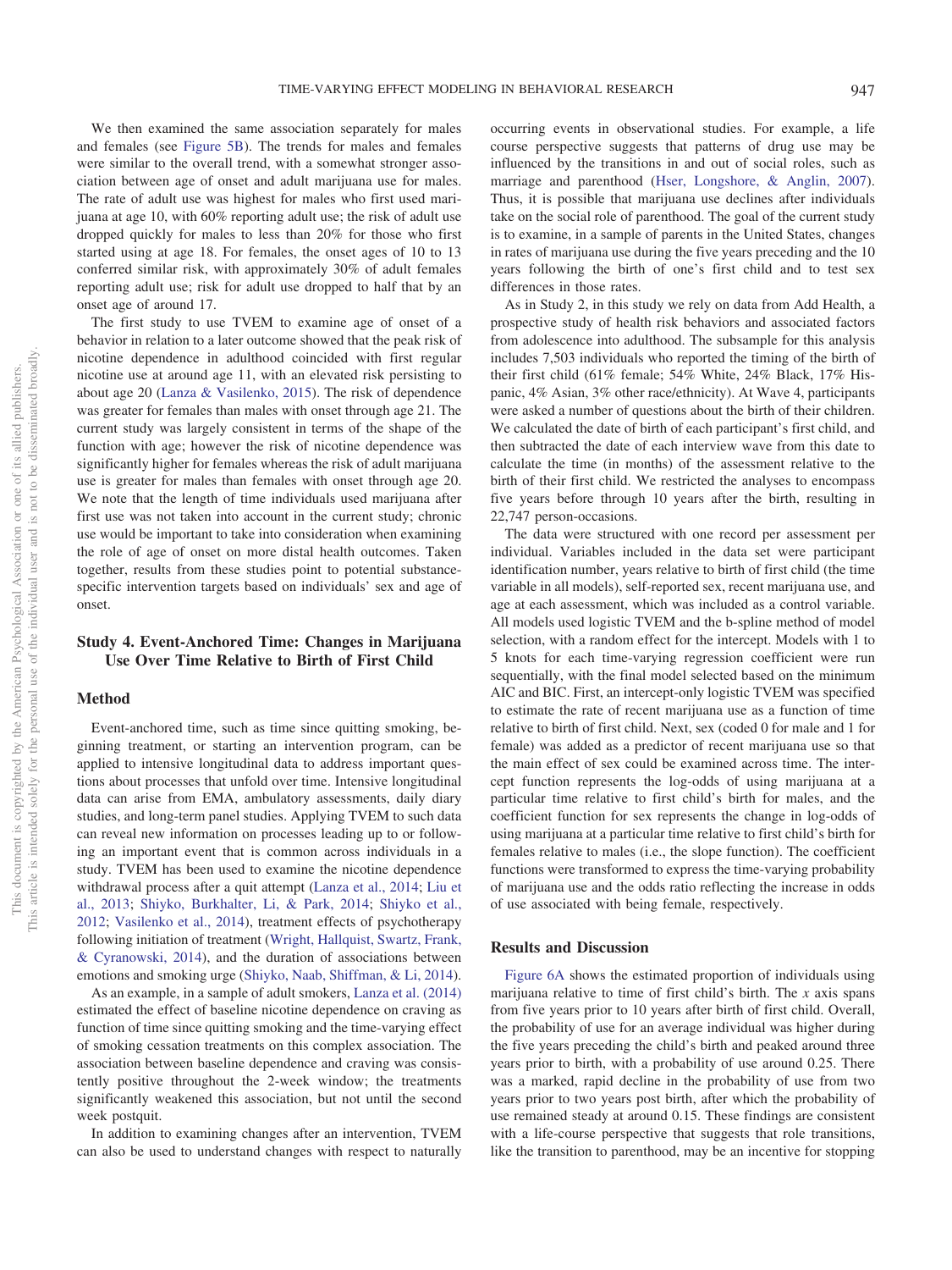We then examined the same association separately for males and females (see Figure 5B). The trends for males and females were similar to the overall trend, with a somewhat stronger association between age of onset and adult marijuana use for males. The rate of adult use was highest for males who first used marijuana at age 10, with 60% reporting adult use; the risk of adult use dropped quickly for males to less than 20% for those who first started using at age 18. For females, the onset ages of 10 to 13 conferred similar risk, with approximately 30% of adult females reporting adult use; risk for adult use dropped to half that by an onset age of around 17.

The first study to use TVEM to examine age of onset of a behavior in relation to a later outcome showed that the peak risk of nicotine dependence in adulthood coincided with first regular nicotine use at around age 11, with an elevated risk persisting to about age 20 (Lanza & Vasilenko, 2015). The risk of dependence was greater for females than males with onset through age 21. The current study was largely consistent in terms of the shape of the function with age; however the risk of nicotine dependence was significantly higher for females whereas the risk of adult marijuana use is greater for males than females with onset through age 20. We note that the length of time individuals used marijuana after first use was not taken into account in the current study; chronic use would be important to take into consideration when examining the role of age of onset on more distal health outcomes. Taken together, results from these studies point to potential substance-specific intervention targets based on individuals' sex and age of onset.

## Study 4. Event-Anchored Time: Changes in Marijuana Use Over Time Relative to Birth of First Child

### Method

Event-anchored time, such as time since quitting smoking, beginning treatment, or starting an intervention program, can be applied to intensive longitudinal data to address important questions about processes that unfold over time. Intensive longitudinal data can arise from EMA, ambulatory assessments, daily diary studies, and long-term panel studies. Applying TVEM to such data can reveal new information on processes leading up to or following an important event that is common across individuals in a study. TVEM has been used to examine the nicotine dependence withdrawal process after a quit attempt (Lanza et al., 2014; Liu et al., 2013; Shiyko, Burkhalter, Li, & Park, 2014; Shiyko et al., 2012; Vasilenko et al., 2014), treatment effects of psychotherapy following initiation of treatment (Wright, Hallquist, Swartz, Frank, & Cyranowski, 2014), and the duration of associations between emotions and smoking urge (Shiyko, Naab, Shiffman, & Li, 2014).

As an example, in a sample of adult smokers, Lanza et al. (2014) estimated the effect of baseline nicotine dependence on craving as function of time since quitting smoking and the time-varying effect of smoking cessation treatments on this complex association. The association between baseline dependence and craving was consistently positive throughout the 2-week window; the treatments significantly weakened this association, but not until the second week postquit.

In addition to examining changes after an intervention, TVEM can also be used to understand changes with respect to naturally occurring events in observational studies. For example, a life course perspective suggests that patterns of drug use may be influenced by the transitions in and out of social roles, such as marriage and parenthood (Hser, Longshore, & Anglin, 2007). Thus, it is possible that marijuana use declines after individuals take on the social role of parenthood. The goal of the current study is to examine, in a sample of parents in the United States, changes in rates of marijuana use during the five years preceding and the 10 years following the birth of one's first child and to test sex differences in those rates.

As in Study 2, in this study we rely on data from Add Health, a prospective study of health risk behaviors and associated factors from adolescence into adulthood. The subsample for this analysis includes 7,503 individuals who reported the timing of the birth of their first child (61% female; 54% White, 24% Black, 17% Hispanic, 4% Asian, 3% other race/ethnicity). At Wave 4, participants were asked a number of questions about the birth of their children. We calculated the date of birth of each participant's first child, and then subtracted the date of each interview wave from this date to calculate the time (in months) of the assessment relative to the birth of their first child. We restricted the analyses to encompass five years before through 10 years after the birth, resulting in 22,747 person-occasions.

The data were structured with one record per assessment per individual. Variables included in the data set were participant identification number, years relative to birth of first child (the time variable in all models), self-reported sex, recent marijuana use, and age at each assessment, which was included as a control variable. All models used logistic TVEM and the b-spline method of model selection, with a random effect for the intercept. Models with 1 to 5 knots for each time-varying regression coefficient were run sequentially, with the final model selected based on the minimum AIC and BIC. First, an intercept-only logistic TVEM was specified to estimate the rate of recent marijuana use as a function of time relative to birth of first child. Next, sex (coded 0 for male and 1 for female) was added as a predictor of recent marijuana use so that the main effect of sex could be examined across time. The intercept function represents the log-odds of using marijuana at a particular time relative to first child's birth for males, and the coefficient function for sex represents the change in log-odds of using marijuana at a particular time relative to first child's birth for females relative to males (i.e., the slope function). The coefficient functions were transformed to express the time-varying probability of marijuana use and the odds ratio reflecting the increase in odds of use associated with being female, respectively.

### Results and Discussion

Figure 6A shows the estimated proportion of individuals using marijuana relative to time of first child's birth. The *x* axis spans from five years prior to 10 years after birth of first child. Overall, the probability of use for an average individual was higher during the five years preceding the child's birth and peaked around three years prior to birth, with a probability of use around 0.25. There was a marked, rapid decline in the probability of use from two years prior to two years post birth, after which the probability of use remained steady at around 0.15. These findings are consistent with a life-course perspective that suggests that role transitions, like the transition to parenthood, may be an incentive for stopping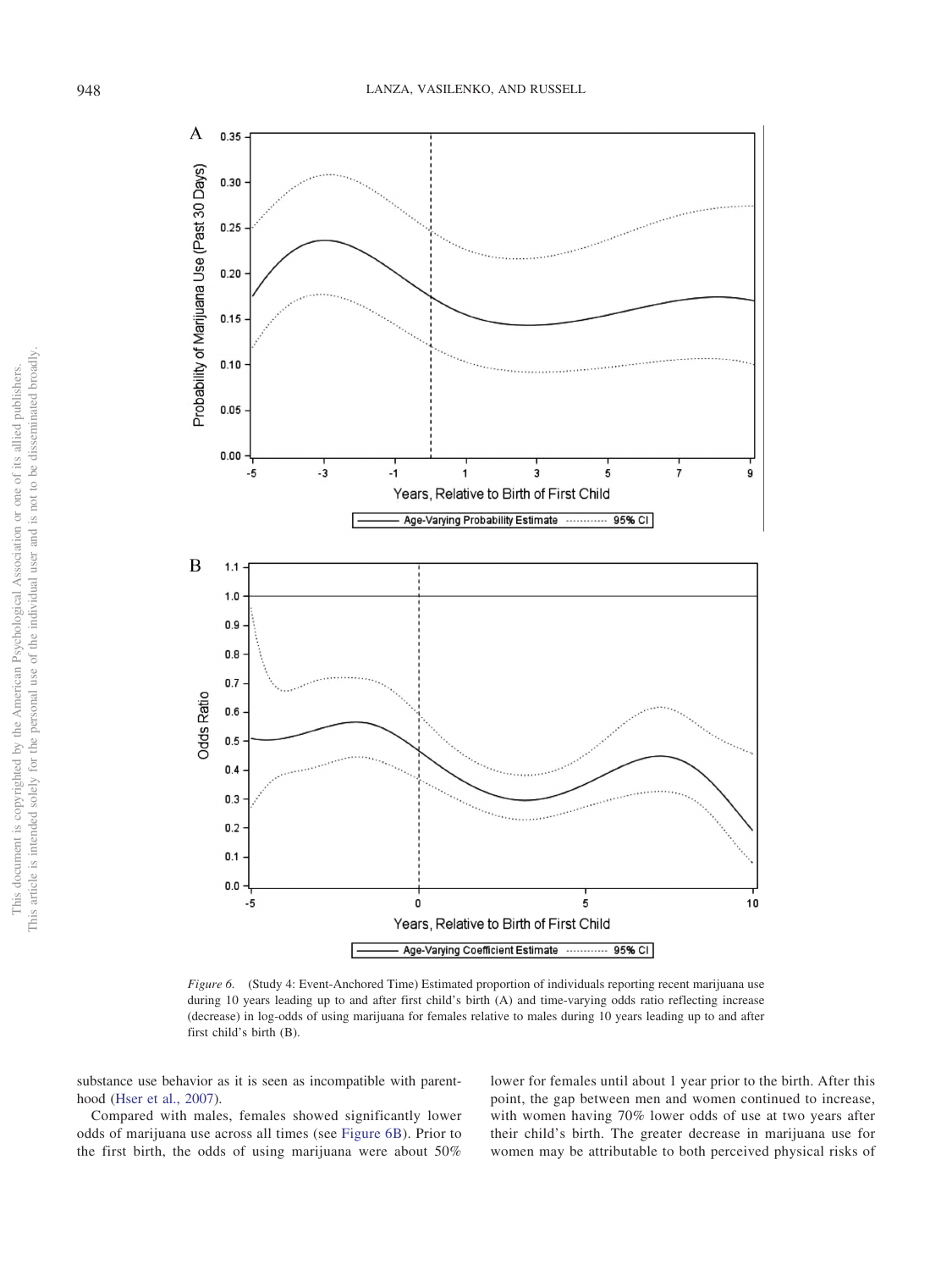*Figure 6.* (Study 4: Event-Anchored Time) Estimated proportion of individuals reporting recent marijuana use during 10 years leading up to and after first child's birth (A) and time-varying odds ratio reflecting increase (decrease) in log-odds of using marijuana for females relative to males during 10 years leading up to and after first child's birth (B).

substance use behavior as it is seen as incompatible with parenthood (Hser et al., 2007).

Compared with males, females showed significantly lower odds of marijuana use across all times (see Figure 6B). Prior to the first birth, the odds of using marijuana were about 50% lower for females until about 1 year prior to the birth. After this point, the gap between men and women continued to increase, with women having 70% lower odds of use at two years after their child's birth. The greater decrease in marijuana use for women may be attributable to both perceived physical risks of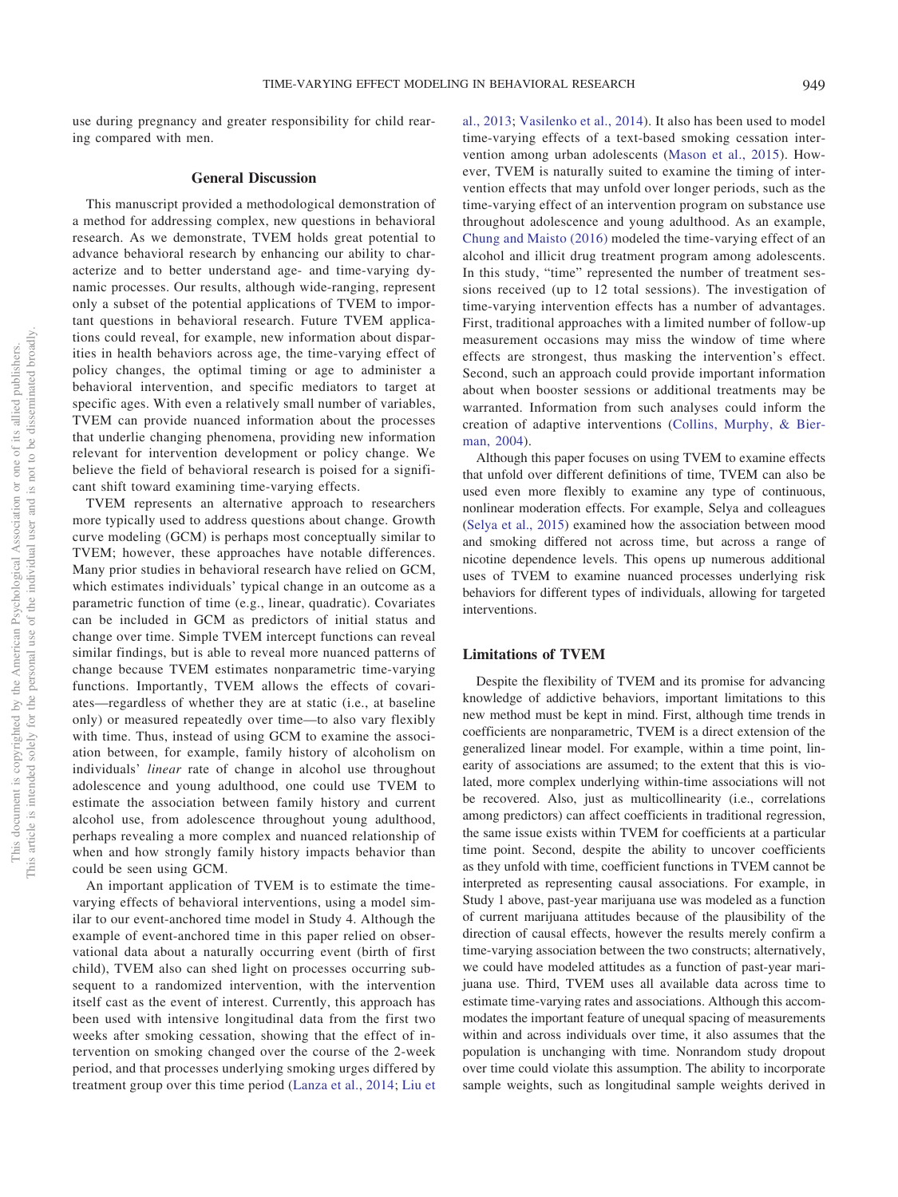use during pregnancy and greater responsibility for child rearing compared with men.

## General Discussion

This manuscript provided a methodological demonstration of a method for addressing complex, new questions in behavioral research. As we demonstrate, TVEM holds great potential to advance behavioral research by enhancing our ability to characterize and to better understand age- and time-varying dynamic processes. Our results, although wide-ranging, represent only a subset of the potential applications of TVEM to important questions in behavioral research. Future TVEM applications could reveal, for example, new information about disparities in health behaviors across age, the time-varying effect of policy changes, the optimal timing or age to administer a behavioral intervention, and specific mediators to target at specific ages. With even a relatively small number of variables, TVEM can provide nuanced information about the processes that underlie changing phenomena, providing new information relevant for intervention development or policy change. We believe the field of behavioral research is poised for a significant shift toward examining time-varying effects.

TVEM represents an alternative approach to researchers more typically used to address questions about change. Growth curve modeling (GCM) is perhaps most conceptually similar to TVEM; however, these approaches have notable differences. Many prior studies in behavioral research have relied on GCM, which estimates individuals' typical change in an outcome as a parametric function of time (e.g., linear, quadratic). Covariates can be included in GCM as predictors of initial status and change over time. Simple TVEM intercept functions can reveal similar findings, but is able to reveal more nuanced patterns of change because TVEM estimates nonparametric time-varying functions. Importantly, TVEM allows the effects of covariates—regardless of whether they are at static (i.e., at baseline only) or measured repeatedly over time—to also vary flexibly with time. Thus, instead of using GCM to examine the association between, for example, family history of alcoholism on individuals' *linear* rate of change in alcohol use throughout adolescence and young adulthood, one could use TVEM to estimate the association between family history and current alcohol use, from adolescence throughout young adulthood, perhaps revealing a more complex and nuanced relationship of when and how strongly family history impacts behavior than could be seen using GCM.

An important application of TVEM is to estimate the time-varying effects of behavioral interventions, using a model similar to our event-anchored time model in Study 4. Although the example of event-anchored time in this paper relied on observational data about a naturally occurring event (birth of first child), TVEM also can shed light on processes occurring subsequent to a randomized intervention, with the intervention itself cast as the event of interest. Currently, this approach has been used with intensive longitudinal data from the first two weeks after smoking cessation, showing that the effect of intervention on smoking changed over the course of the 2-week period, and that processes underlying smoking urges differed by treatment group over this time period (Lanza et al., 2014; Liu et al., 2013; Vasilenko et al., 2014). It also has been used to model time-varying effects of a text-based smoking cessation intervention among urban adolescents (Mason et al., 2015). However, TVEM is naturally suited to examine the timing of intervention effects that may unfold over longer periods, such as the time-varying effect of an intervention program on substance use throughout adolescence and young adulthood. As an example, Chung and Maisto (2016) modeled the time-varying effect of an alcohol and illicit drug treatment program among adolescents. In this study, "time" represented the number of treatment sessions received (up to 12 total sessions). The investigation of time-varying intervention effects has a number of advantages. First, traditional approaches with a limited number of follow-up measurement occasions may miss the window of time where effects are strongest, thus masking the intervention's effect. Second, such an approach could provide important information about when booster sessions or additional treatments may be warranted. Information from such analyses could inform the creation of adaptive interventions (Collins, Murphy, & Bierman, 2004).

Although this paper focuses on using TVEM to examine effects that unfold over different definitions of time, TVEM can also be used even more flexibly to examine any type of continuous, nonlinear moderation effects. For example, Selya and colleagues (Selya et al., 2015) examined how the association between mood and smoking differed not across time, but across a range of nicotine dependence levels. This opens up numerous additional uses of TVEM to examine nuanced processes underlying risk behaviors for different types of individuals, allowing for targeted interventions.

### Limitations of TVEM

Despite the flexibility of TVEM and its promise for advancing knowledge of addictive behaviors, important limitations to this new method must be kept in mind. First, although time trends in coefficients are nonparametric, TVEM is a direct extension of the generalized linear model. For example, within a time point, linearity of associations are assumed; to the extent that this is violated, more complex underlying within-time associations will not be recovered. Also, just as multicollinearity (i.e., correlations among predictors) can affect coefficients in traditional regression, the same issue exists within TVEM for coefficients at a particular time point. Second, despite the ability to uncover coefficients as they unfold with time, coefficient functions in TVEM cannot be interpreted as representing causal associations. For example, in Study 1 above, past-year marijuana use was modeled as a function of current marijuana attitudes because of the plausibility of the direction of causal effects, however the results merely confirm a time-varying association between the two constructs; alternatively, we could have modeled attitudes as a function of past-year marijuana use. Third, TVEM uses all available data across time to estimate time-varying rates and associations. Although this accommodates the important feature of unequal spacing of measurements within and across individuals over time, it also assumes that the population is unchanging with time. Nonrandom study dropout over time could violate this assumption. The ability to incorporate sample weights, such as longitudinal sample weights derived in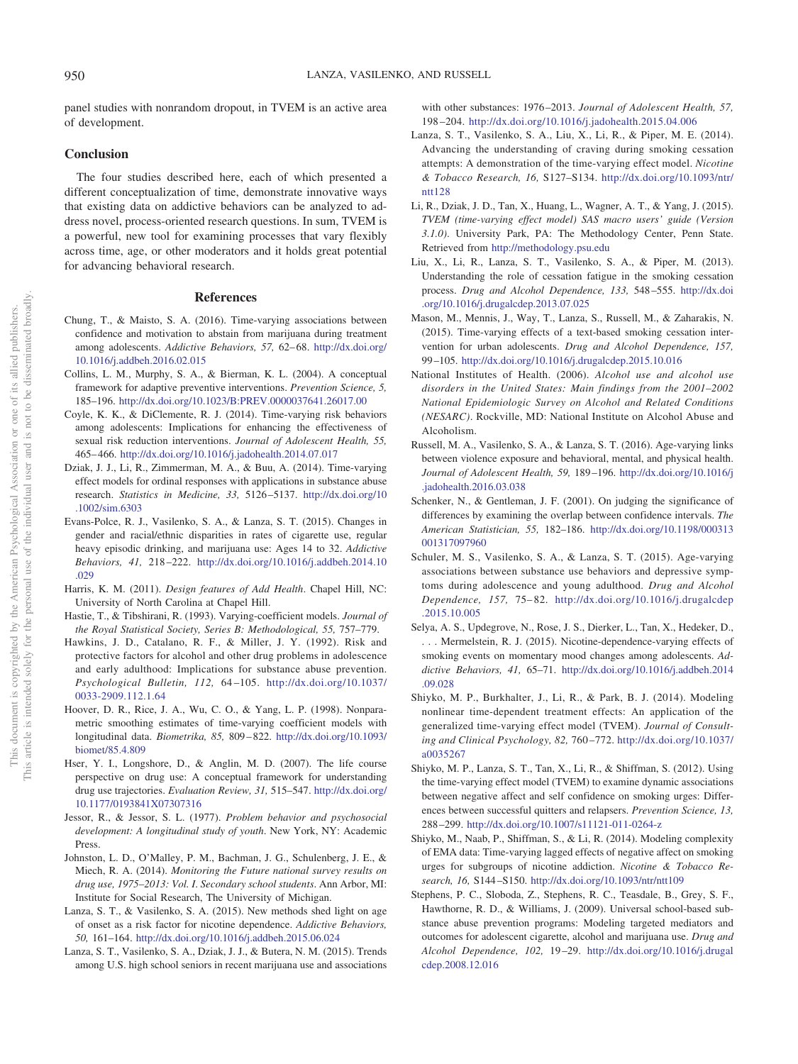panel studies with nonrandom dropout, in TVEM is an active area of development.

## Conclusion

The four studies described here, each of which presented a different conceptualization of time, demonstrate innovative ways that existing data on addictive behaviors can be analyzed to address novel, process-oriented research questions. In sum, TVEM is a powerful, new tool for examining processes that vary flexibly across time, age, or other moderators and it holds great potential for advancing behavioral research.

## References

Chung, T., & Maisto, S. A. (2016). Time-varying associations between confidence and motivation to abstain from marijuana during treatment among adolescents. *Addictive Behaviors, 57,* 62–68. http://dx.doi.org/10.1016/j.addbeh.2016.02.015

Collins, L. M., Murphy, S. A., & Bierman, K. L. (2004). A conceptual framework for adaptive preventive interventions. *Prevention Science, 5,* 185–196. http://dx.doi.org/10.1023/B:PREV.0000037641.26017.00

Coyle, K. K., & DiClemente, R. J. (2014). Time-varying risk behaviors among adolescents: Implications for enhancing the effectiveness of sexual risk reduction interventions. *Journal of Adolescent Health, 55,* 465–466. http://dx.doi.org/10.1016/j.jadohealth.2014.07.017

Dziak, J. J., Li, R., Zimmerman, M. A., & Buu, A. (2014). Time-varying effect models for ordinal responses with applications in substance abuse research. *Statistics in Medicine, 33,* 5126–5137. http://dx.doi.org/10.1002/sim.6303

Evans-Polce, R. J., Vasilenko, S. A., & Lanza, S. T. (2015). Changes in gender and racial/ethnic disparities in rates of cigarette use, regular heavy episodic drinking, and marijuana use: Ages 14 to 32. *Addictive Behaviors, 41,* 218–222. http://dx.doi.org/10.1016/j.addbeh.2014.10.029

Harris, K. M. (2011). *Design features of Add Health*. Chapel Hill, NC: University of North Carolina at Chapel Hill.

Hastie, T., & Tibshirani, R. (1993). Varying-coefficient models. *Journal of the Royal Statistical Society, Series B: Methodological, 55,* 757–779.

Hawkins, J. D., Catalano, R. F., & Miller, J. Y. (1992). Risk and protective factors for alcohol and other drug problems in adolescence and early adulthood: Implications for substance abuse prevention. *Psychological Bulletin, 112,* 64–105. http://dx.doi.org/10.1037/0033-2909.112.1.64

Hoover, D. R., Rice, J. A., Wu, C. O., & Yang, L. P. (1998). Nonparametric smoothing estimates of time-varying coefficient models with longitudinal data. *Biometrika, 85,* 809–822. http://dx.doi.org/10.1093/biomet/85.4.809

Hser, Y. I., Longshore, D., & Anglin, M. D. (2007). The life course perspective on drug use: A conceptual framework for understanding drug use trajectories. *Evaluation Review, 31,* 515–547. http://dx.doi.org/10.1177/0193841X07307316

Jessor, R., & Jessor, S. L. (1977). *Problem behavior and psychosocial development: A longitudinal study of youth*. New York, NY: Academic Press.

Johnston, L. D., O'Malley, P. M., Bachman, J. G., Schulenberg, J. E., & Miech, R. A. (2014). *Monitoring the Future national survey results on drug use, 1975–2013: Vol. I. Secondary school students*. Ann Arbor, MI: Institute for Social Research, The University of Michigan.

Lanza, S. T., & Vasilenko, S. A. (2015). New methods shed light on age of onset as a risk factor for nicotine dependence. *Addictive Behaviors, 50,* 161–164. http://dx.doi.org/10.1016/j.addbeh.2015.06.024

Lanza, S. T., Vasilenko, S. A., Dziak, J. J., & Butera, N. M. (2015). Trends among U.S. high school seniors in recent marijuana use and associations with other substances: 1976–2013. *Journal of Adolescent Health, 57,* 198–204. http://dx.doi.org/10.1016/j.jadohealth.2015.04.006

Lanza, S. T., Vasilenko, S. A., Liu, X., Li, R., & Piper, M. E. (2014). Advancing the understanding of craving during smoking cessation attempts: A demonstration of the time-varying effect model. *Nicotine & Tobacco Research, 16,* S127–S134. http://dx.doi.org/10.1093/ntr/ntt128

Li, R., Dziak, J. D., Tan, X., Huang, L., Wagner, A. T., & Yang, J. (2015). *TVEM (time-varying effect model) SAS macro users' guide (Version 3.1.0)*. University Park, PA: The Methodology Center, Penn State. Retrieved from http://methodology.psu.edu

Liu, X., Li, R., Lanza, S. T., Vasilenko, S. A., & Piper, M. (2013). Understanding the role of cessation fatigue in the smoking cessation process. *Drug and Alcohol Dependence, 133,* 548–555. http://dx.doi.org/10.1016/j.drugalcdep.2013.07.025

Mason, M., Mennis, J., Way, T., Lanza, S., Russell, M., & Zaharakis, N. (2015). Time-varying effects of a text-based smoking cessation intervention for urban adolescents. *Drug and Alcohol Dependence, 157,* 99–105. http://dx.doi.org/10.1016/j.drugalcdep.2015.10.016

National Institutes of Health. (2006). *Alcohol use and alcohol use disorders in the United States: Main findings from the 2001–2002 National Epidemiologic Survey on Alcohol and Related Conditions (NESARC)*. Rockville, MD: National Institute on Alcohol Abuse and Alcoholism.

Russell, M. A., Vasilenko, S. A., & Lanza, S. T. (2016). Age-varying links between violence exposure and behavioral, mental, and physical health. *Journal of Adolescent Health, 59,* 189–196. http://dx.doi.org/10.1016/j.jadohealth.2016.03.038

Schenker, N., & Gentleman, J. F. (2001). On judging the significance of differences by examining the overlap between confidence intervals. *The American Statistician, 55,* 182–186. http://dx.doi.org/10.1198/000313001317097960

Schuler, M. S., Vasilenko, S. A., & Lanza, S. T. (2015). Age-varying associations between substance use behaviors and depressive symptoms during adolescence and young adulthood. *Drug and Alcohol Dependence, 157,* 75–82. http://dx.doi.org/10.1016/j.drugalcdep.2015.10.005

Selya, A. S., Updegrove, N., Rose, J. S., Dierker, L., Tan, X., Hedeker, D., . . . Mermelstein, R. J. (2015). Nicotine-dependence-varying effects of smoking events on momentary mood changes among adolescents. *Addictive Behaviors, 41,* 65–71. http://dx.doi.org/10.1016/j.addbeh.2014.09.028

Shiyko, M. P., Burkhalter, J., Li, R., & Park, B. J. (2014). Modeling nonlinear time-dependent treatment effects: An application of the generalized time-varying effect model (TVEM). *Journal of Consulting and Clinical Psychology, 82,* 760–772. http://dx.doi.org/10.1037/a0035267

Shiyko, M. P., Lanza, S. T., Tan, X., Li, R., & Shiffman, S. (2012). Using the time-varying effect model (TVEM) to examine dynamic associations between negative affect and self confidence on smoking urges: Differences between successful quitters and relapsers. *Prevention Science, 13,* 288–299. http://dx.doi.org/10.1007/s11121-011-0264-z

Shiyko, M., Naab, P., Shiffman, S., & Li, R. (2014). Modeling complexity of EMA data: Time-varying lagged effects of negative affect on smoking urges for subgroups of nicotine addiction. *Nicotine & Tobacco Research, 16,* S144–S150. http://dx.doi.org/10.1093/ntr/ntt109

Stephens, P. C., Sloboda, Z., Stephens, R. C., Teasdale, B., Grey, S. F., Hawthorne, R. D., & Williams, J. (2009). Universal school-based substance abuse prevention programs: Modeling targeted mediators and outcomes for adolescent cigarette, alcohol and marijuana use. *Drug and Alcohol Dependence, 102,* 19–29. http://dx.doi.org/10.1016/j.drugalcdep.2008.12.016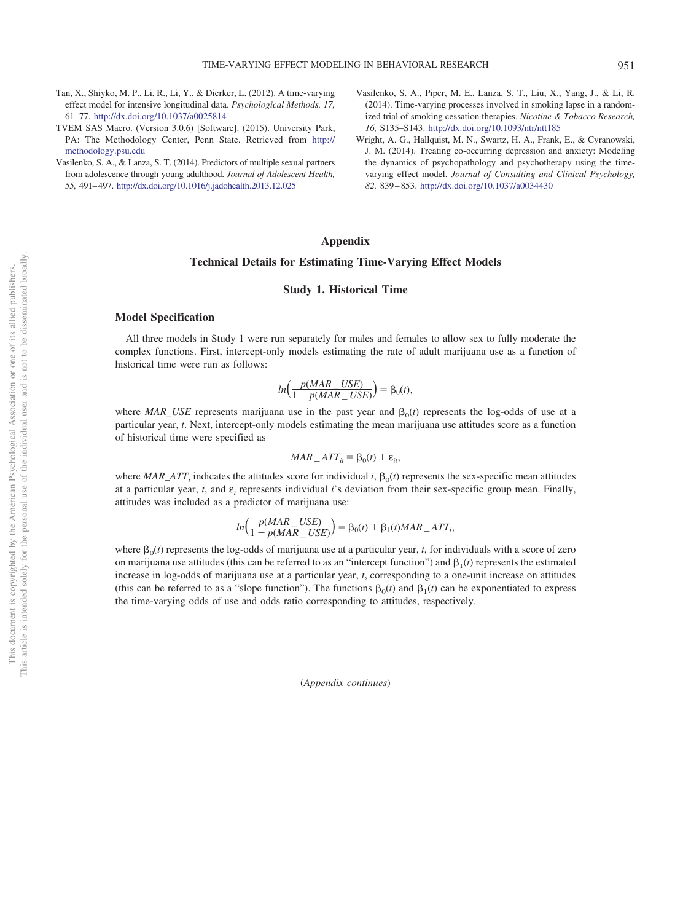Tan, X., Shiyko, M. P., Li, R., Li, Y., & Dierker, L. (2012). A time-varying effect model for intensive longitudinal data. *Psychological Methods, 17,* 61–77. http://dx.doi.org/10.1037/a0025814

TVEM SAS Macro. (Version 3.0.6) [Software]. (2015). University Park, PA: The Methodology Center, Penn State. Retrieved from http://methodology.psu.edu

Vasilenko, S. A., & Lanza, S. T. (2014). Predictors of multiple sexual partners from adolescence through young adulthood. *Journal of Adolescent Health, 55,* 491–497. http://dx.doi.org/10.1016/j.jadohealth.2013.12.025

Vasilenko, S. A., Piper, M. E., Lanza, S. T., Liu, X., Yang, J., & Li, R. (2014). Time-varying processes involved in smoking lapse in a randomized trial of smoking cessation therapies. *Nicotine & Tobacco Research, 16,* S135–S143. http://dx.doi.org/10.1093/ntr/ntt185

Wright, A. G., Hallquist, M. N., Swartz, H. A., Frank, E., & Cyranowski, J. M. (2014). Treating co-occurring depression and anxiety: Modeling the dynamics of psychopathology and psychotherapy using the time-varying effect model. *Journal of Consulting and Clinical Psychology, 82,* 839–853. http://dx.doi.org/10.1037/a0034430

# Appendix

## Technical Details for Estimating Time-Varying Effect Models

### Study 1. Historical Time

#### Model Specification

All three models in Study 1 were run separately for males and females to allow sex to fully moderate the complex functions. First, intercept-only models estimating the rate of adult marijuana use as a function of historical time were run as follows:

$$ln\left(\frac{p(MAR\_USE)}{1 - p(MAR\_USE)}\right) = \beta_0(t),$$

where *MAR_USE* represents marijuana use in the past year and $\beta_0(t)$ represents the log-odds of use at a particular year, *t*. Next, intercept-only models estimating the mean marijuana use attitudes score as a function of historical time were specified as

$$MAR\_ATT_{it} = \beta_0(t) + \varepsilon_{it},$$

where $MAR\_ATT_i$ indicates the attitudes score for individual *i*, $\beta_0(t)$ represents the sex-specific mean attitudes at a particular year, *t*, and $\varepsilon_i$ represents individual *i*'s deviation from their sex-specific group mean. Finally, attitudes was included as a predictor of marijuana use:

$$ln\left(\frac{p(MAR\_USE)}{1 - p(MAR\_USE)}\right) = \beta_0(t) + \beta_1(t)MAR\_ATT_i,$$

where $\beta_0(t)$ represents the log-odds of marijuana use at a particular year, *t*, for individuals with a score of zero on marijuana use attitudes (this can be referred to as an "intercept function") and $\beta_1(t)$ represents the estimated increase in log-odds of marijuana use at a particular year, *t*, corresponding to a one-unit increase on attitudes (this can be referred to as a "slope function"). The functions $\beta_0(t)$ and $\beta_1(t)$ can be exponentiated to express the time-varying odds of use and odds ratio corresponding to attitudes, respectively.

(*Appendix continues*)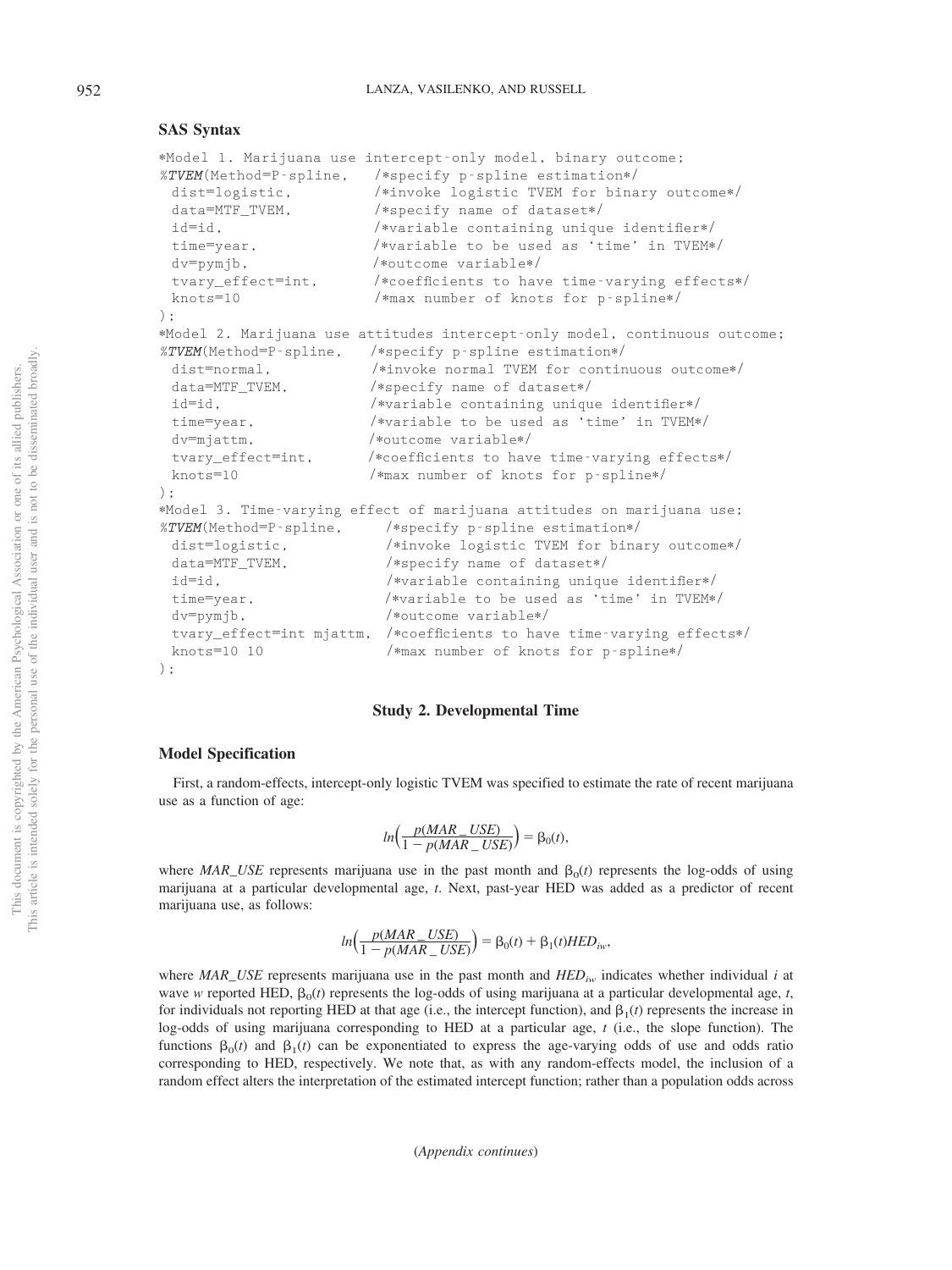### SAS Syntax

```
*Model 1. Marijuana use intercept-only model, binary outcome;
%TVEM(Method=P-spline,   /*specify p-spline estimation*/
 dist=logistic,          /*invoke logistic TVEM for binary outcome*/
 data=MTF_TVEM,          /*specify name of dataset*/
 id=id,                  /*variable containing unique identifier*/
 time=year,              /*variable to be used as 'time' in TVEM*/
 dv=pymjb,               /*outcome variable*/
 tvary_effect=int,       /*coefficients to have time-varying effects*/
 knots=10                /*max number of knots for p-spline*/
);
*Model 2. Marijuana use attitudes intercept-only model, continuous outcome;
%TVEM(Method=P-spline,   /*specify p-spline estimation*/
 dist=normal,            /*invoke normal TVEM for continuous outcome*/
 data=MTF_TVEM,          /*specify name of dataset*/
 id=id,                  /*variable containing unique identifier*/
 time=year,              /*variable to be used as 'time' in TVEM*/
 dv=mjattm,              /*outcome variable*/
 tvary_effect=int,       /*coefficients to have time-varying effects*/
 knots=10                /*max number of knots for p-spline*/
);
*Model 3. Time-varying effect of marijuana attitudes on marijuana use;
%TVEM(Method=P-spline,     /*specify p-spline estimation*/
 dist=logistic,            /*invoke logistic TVEM for binary outcome*/
 data=MTF_TVEM,            /*specify name of dataset*/
 id=id,                    /*variable containing unique identifier*/
 time=year,                /*variable to be used as 'time' in TVEM*/
 dv=pymjb,                 /*outcome variable*/
 tvary_effect=int mjattm,  /*coefficients to have time-varying effects*/
 knots=10 10               /*max number of knots for p-spline*/
);
```

## Study 2. Developmental Time

### Model Specification

First, a random-effects, intercept-only logistic TVEM was specified to estimate the rate of recent marijuana use as a function of age:

$$ln\Big(\frac{p(MAR\_USE)}{1 - p(MAR\_USE)}\Big) = \beta_0(t),$$

where *MAR_USE* represents marijuana use in the past month and $\beta_0(t)$ represents the log-odds of using marijuana at a particular developmental age, *t*. Next, past-year HED was added as a predictor of recent marijuana use, as follows:

$$ln\Big(\frac{p(MAR\_USE)}{1 - p(MAR\_USE)}\Big) = \beta_0(t) + \beta_1(t)HED_{iw},$$

where *MAR_USE* represents marijuana use in the past month and $HED_{iw}$ indicates whether individual *i* at wave *w* reported HED, $\beta_0(t)$ represents the log-odds of using marijuana at a particular developmental age, *t*, for individuals not reporting HED at that age (i.e., the intercept function), and $\beta_1(t)$ represents the increase in log-odds of using marijuana corresponding to HED at a particular age, *t* (i.e., the slope function). The functions $\beta_0(t)$ and $\beta_1(t)$ can be exponentiated to express the age-varying odds of use and odds ratio corresponding to HED, respectively. We note that, as with any random-effects model, the inclusion of a random effect alters the interpretation of the estimated intercept function; rather than a population odds across

(*Appendix continues*)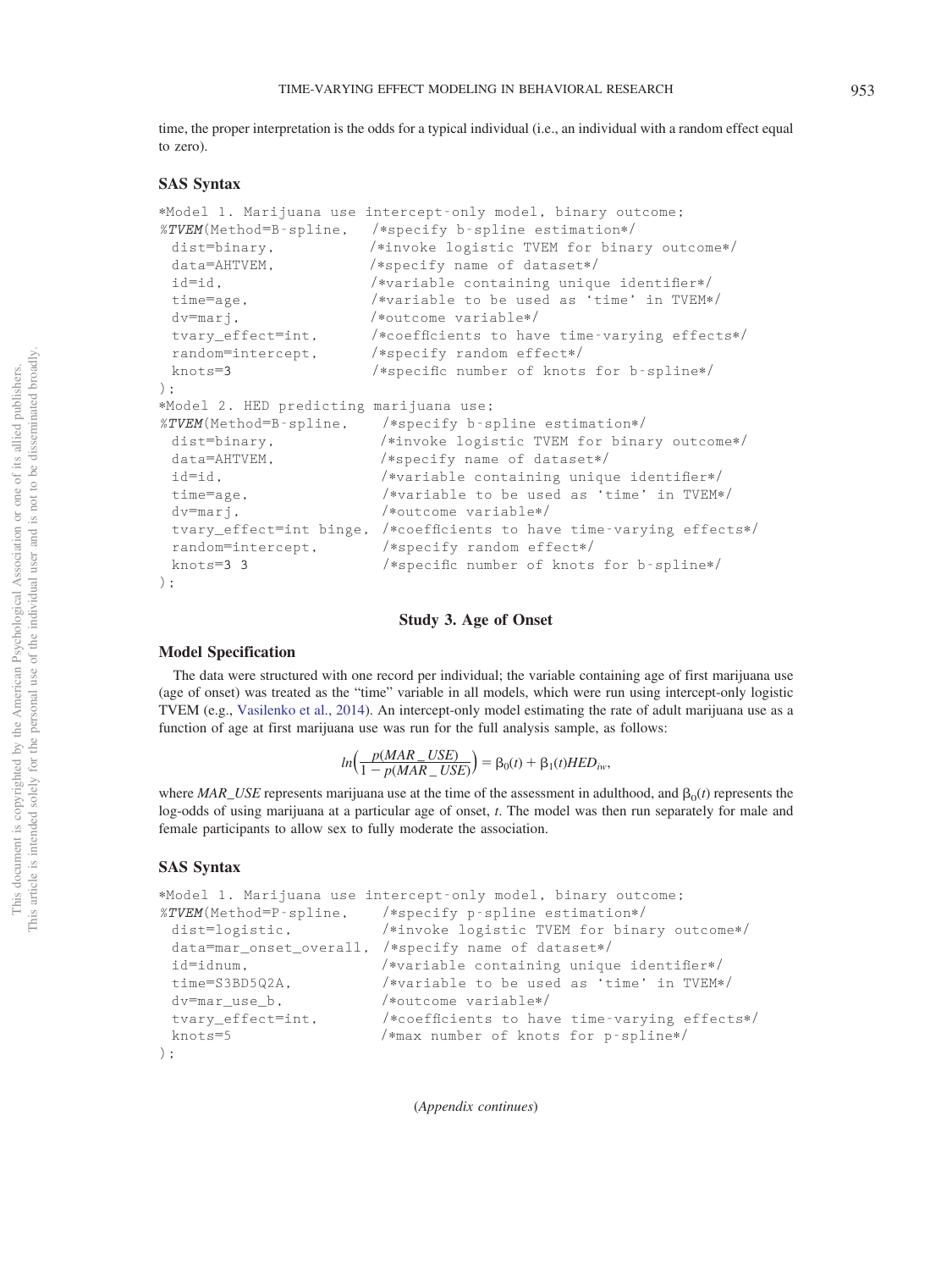time, the proper interpretation is the odds for a typical individual (i.e., an individual with a random effect equal to zero).

### SAS Syntax

```
*Model 1. Marijuana use intercept-only model, binary outcome;
%TVEM(Method=B-spline,   /*specify b-spline estimation*/
 dist=binary,           /*invoke logistic TVEM for binary outcome*/
 data=AHTVEM,           /*specify name of dataset*/
 id=id,                 /*variable containing unique identifier*/
 time=age,              /*variable to be used as 'time' in TVEM*/
 dv=marj,               /*outcome variable*/
 tvary_effect=int,      /*coefficients to have time-varying effects*/
 random=intercept,      /*specify random effect*/
 knots=3                /*specific number of knots for b-spline*/
);
*Model 2. HED predicting marijuana use;
%TVEM(Method=B-spline,    /*specify b-spline estimation*/
 dist=binary,            /*invoke logistic TVEM for binary outcome*/
 data=AHTVEM,            /*specify name of dataset*/
 id=id,                  /*variable containing unique identifier*/
 time=age,               /*variable to be used as 'time' in TVEM*/
 dv=marj,                /*outcome variable*/
 tvary_effect=int binge, /*coefficients to have time-varying effects*/
 random=intercept,       /*specify random effect*/
 knots=3 3               /*specific number of knots for b-spline*/
);
```

## Study 3. Age of Onset

### Model Specification

The data were structured with one record per individual; the variable containing age of first marijuana use (age of onset) was treated as the "time" variable in all models, which were run using intercept-only logistic TVEM (e.g., Vasilenko et al., 2014). An intercept-only model estimating the rate of adult marijuana use as a function of age at first marijuana use was run for the full analysis sample, as follows:

$$ln\left(\frac{p(MAR\_USE)}{1 - p(MAR\_USE)}\right) = \beta_0(t) + \beta_1(t)HED_{iw},$$

where *MAR_USE* represents marijuana use at the time of the assessment in adulthood, and $\beta_0(t)$ represents the log-odds of using marijuana at a particular age of onset, *t*. The model was then run separately for male and female participants to allow sex to fully moderate the association.

### SAS Syntax

```
*Model 1. Marijuana use intercept-only model, binary outcome;
%TVEM(Method=P-spline,    /*specify p-spline estimation*/
 dist=logistic,          /*invoke logistic TVEM for binary outcome*/
 data=mar_onset_overall, /*specify name of dataset*/
 id=idnum,               /*variable containing unique identifier*/
 time=S3BD5Q2A,          /*variable to be used as 'time' in TVEM*/
 dv=mar_use_b,           /*outcome variable*/
 tvary_effect=int,       /*coefficients to have time-varying effects*/
 knots=5                 /*max number of knots for p-spline*/
);
```

(*Appendix continues*)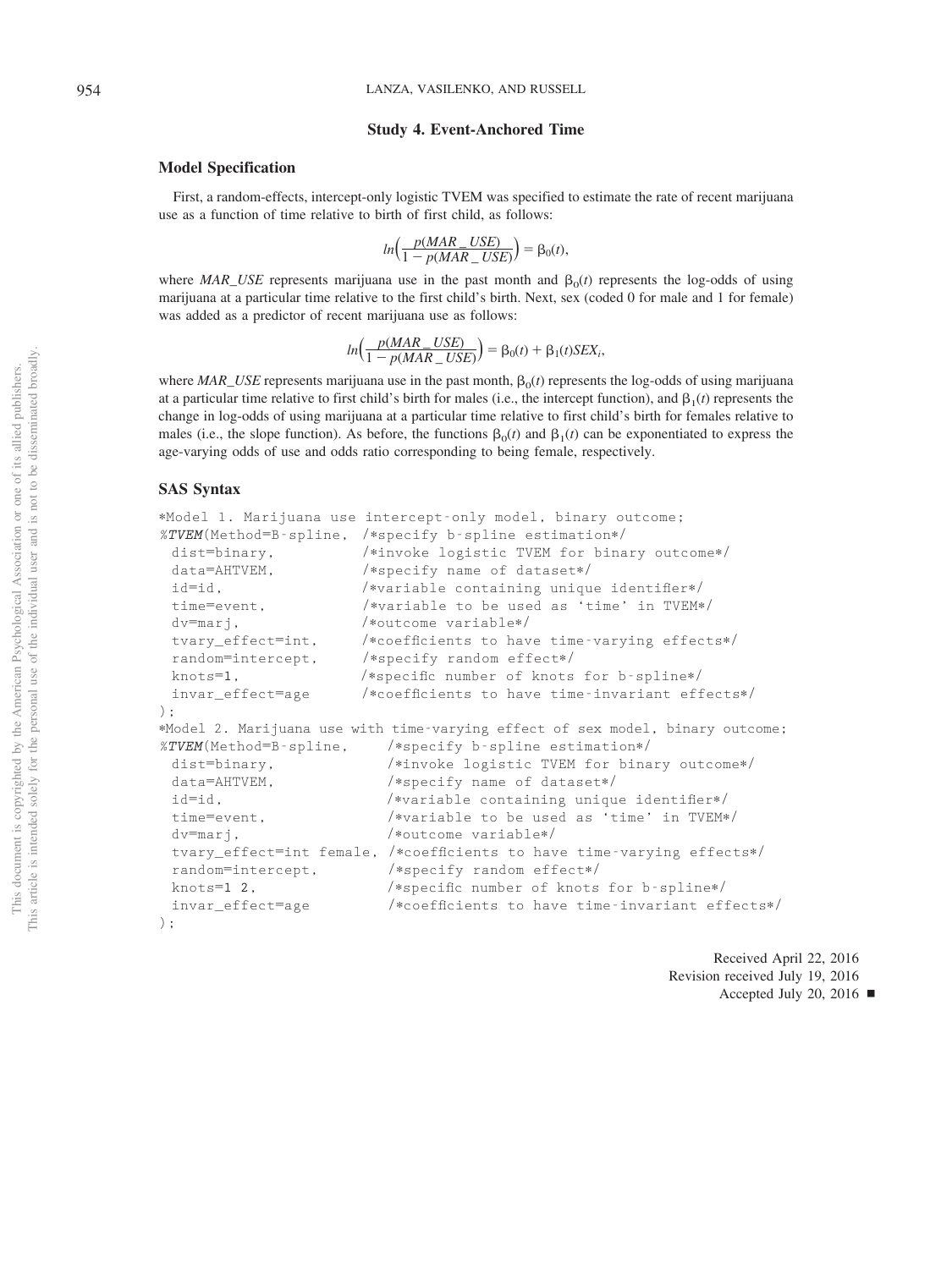### Study 4. Event-Anchored Time

## Model Specification

First, a random-effects, intercept-only logistic TVEM was specified to estimate the rate of recent marijuana use as a function of time relative to birth of first child, as follows:

$$ln\left(\frac{p(MAR\_USE)}{1 - p(MAR\_USE)}\right) = \beta_0(t),$$

where *MAR_USE* represents marijuana use in the past month and $\beta_0(t)$ represents the log-odds of using marijuana at a particular time relative to the first child's birth. Next, sex (coded 0 for male and 1 for female) was added as a predictor of recent marijuana use as follows:

$$ln\left(\frac{p(MAR\_USE)}{1 - p(MAR\_USE)}\right) = \beta_0(t) + \beta_1(t)SEX_i,$$

where *MAR_USE* represents marijuana use in the past month, $\beta_0(t)$ represents the log-odds of using marijuana at a particular time relative to first child's birth for males (i.e., the intercept function), and $\beta_1(t)$ represents the change in log-odds of using marijuana at a particular time relative to first child's birth for females relative to males (i.e., the slope function). As before, the functions $\beta_0(t)$ and $\beta_1(t)$ can be exponentiated to express the age-varying odds of use and odds ratio corresponding to being female, respectively.

## SAS Syntax

```
*Model 1. Marijuana use intercept-only model, binary outcome;
%TVEM(Method=B-spline,  /*specify b-spline estimation*/
 dist=binary,           /*invoke logistic TVEM for binary outcome*/
 data=AHTVEM,           /*specify name of dataset*/
 id=id,                 /*variable containing unique identifier*/
 time=event,            /*variable to be used as 'time' in TVEM*/
 dv=marj,               /*outcome variable*/
 tvary_effect=int,      /*coefficients to have time-varying effects*/
 random=intercept,      /*specify random effect*/
 knots=1,               /*specific number of knots for b-spline*/
 invar_effect=age       /*coefficients to have time-invariant effects*/
);
*Model 2. Marijuana use with time-varying effect of sex model, binary outcome;
%TVEM(Method=B-spline,     /*specify b-spline estimation*/
 dist=binary,              /*invoke logistic TVEM for binary outcome*/
 data=AHTVEM,              /*specify name of dataset*/
 id=id,                    /*variable containing unique identifier*/
 time=event,               /*variable to be used as 'time' in TVEM*/
 dv=marj,                  /*outcome variable*/
 tvary_effect=int female,  /*coefficients to have time-varying effects*/
 random=intercept,         /*specify random effect*/
 knots=1 2,                /*specific number of knots for b-spline*/
 invar_effect=age          /*coefficients to have time-invariant effects*/
);
```

Received April 22, 2016
Revision received July 19, 2016
Accepted July 20, 2016 ■